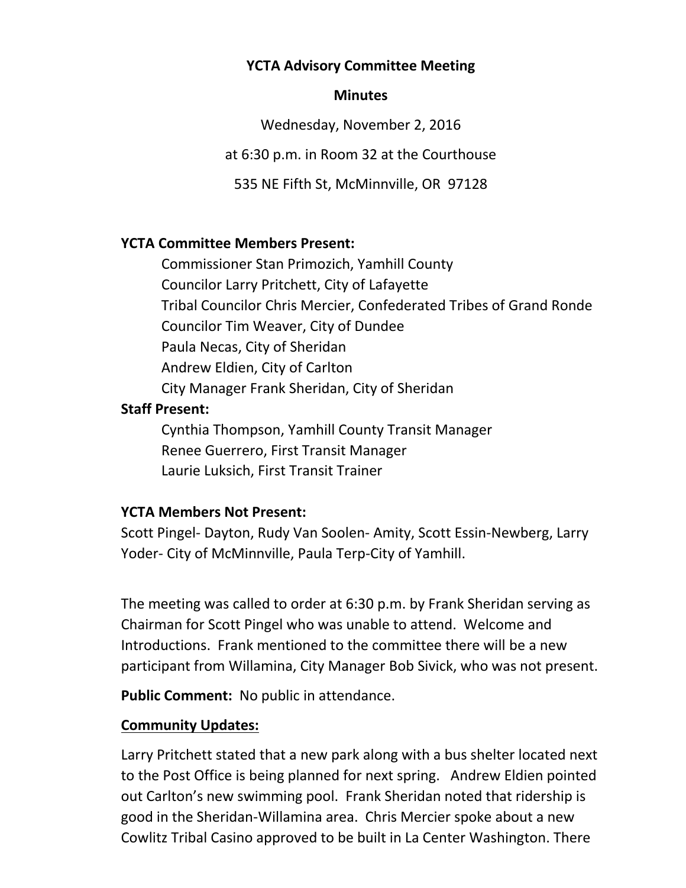**YCTA Advisory Committee Meeting**

**Minutes**

Wednesday, November 2, 2016

at 6:30 p.m. in Room 32 at the Courthouse

535 NE Fifth St, McMinnville, OR 97128

**YCTA Committee Members Present:**

Commissioner Stan Primozich, Yamhill County
Councilor Larry Pritchett, City of Lafayette
Tribal Councilor Chris Mercier, Confederated Tribes of Grand Ronde
Councilor Tim Weaver, City of Dundee
Paula Necas, City of Sheridan
Andrew Eldien, City of Carlton
City Manager Frank Sheridan, City of Sheridan

**Staff Present:**

Cynthia Thompson, Yamhill County Transit Manager
Renee Guerrero, First Transit Manager
Laurie Luksich, First Transit Trainer

**YCTA Members Not Present:**

Scott Pingel- Dayton, Rudy Van Soolen- Amity, Scott Essin-Newberg, Larry Yoder- City of McMinnville, Paula Terp-City of Yamhill.

The meeting was called to order at 6:30 p.m. by Frank Sheridan serving as Chairman for Scott Pingel who was unable to attend. Welcome and Introductions. Frank mentioned to the committee there will be a new participant from Willamina, City Manager Bob Sivick, who was not present.

**Public Comment:** No public in attendance.

**Community Updates:**

Larry Pritchett stated that a new park along with a bus shelter located next to the Post Office is being planned for next spring. Andrew Eldien pointed out Carlton's new swimming pool. Frank Sheridan noted that ridership is good in the Sheridan-Willamina area. Chris Mercier spoke about a new Cowlitz Tribal Casino approved to be built in La Center Washington. There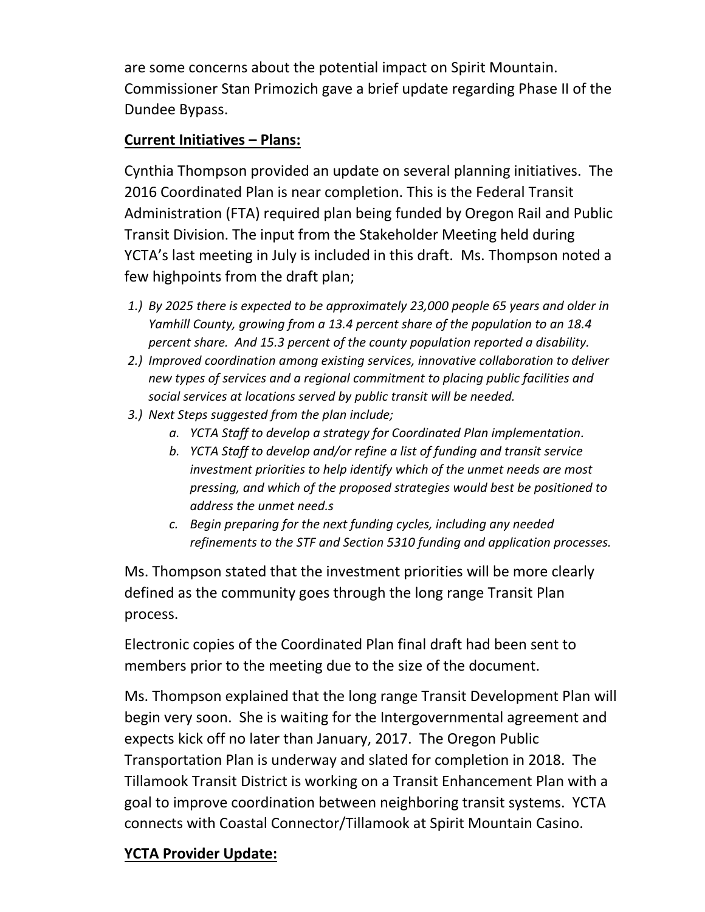are some concerns about the potential impact on Spirit Mountain. Commissioner Stan Primozich gave a brief update regarding Phase II of the Dundee Bypass.

**Current Initiatives – Plans:**

Cynthia Thompson provided an update on several planning initiatives. The 2016 Coordinated Plan is near completion. This is the Federal Transit Administration (FTA) required plan being funded by Oregon Rail and Public Transit Division. The input from the Stakeholder Meeting held during YCTA's last meeting in July is included in this draft. Ms. Thompson noted a few highpoints from the draft plan;

1.) *By 2025 there is expected to be approximately 23,000 people 65 years and older in Yamhill County, growing from a 13.4 percent share of the population to an 18.4 percent share. And 15.3 percent of the county population reported a disability.*
2.) *Improved coordination among existing services, innovative collaboration to deliver new types of services and a regional commitment to placing public facilities and social services at locations served by public transit will be needed.*
3.) *Next Steps suggested from the plan include;*
    a. *YCTA Staff to develop a strategy for Coordinated Plan implementation.*
    b. *YCTA Staff to develop and/or refine a list of funding and transit service investment priorities to help identify which of the unmet needs are most pressing, and which of the proposed strategies would best be positioned to address the unmet need.s*
    c. *Begin preparing for the next funding cycles, including any needed refinements to the STF and Section 5310 funding and application processes.*

Ms. Thompson stated that the investment priorities will be more clearly defined as the community goes through the long range Transit Plan process.

Electronic copies of the Coordinated Plan final draft had been sent to members prior to the meeting due to the size of the document.

Ms. Thompson explained that the long range Transit Development Plan will begin very soon. She is waiting for the Intergovernmental agreement and expects kick off no later than January, 2017. The Oregon Public Transportation Plan is underway and slated for completion in 2018. The Tillamook Transit District is working on a Transit Enhancement Plan with a goal to improve coordination between neighboring transit systems. YCTA connects with Coastal Connector/Tillamook at Spirit Mountain Casino.

**YCTA Provider Update:**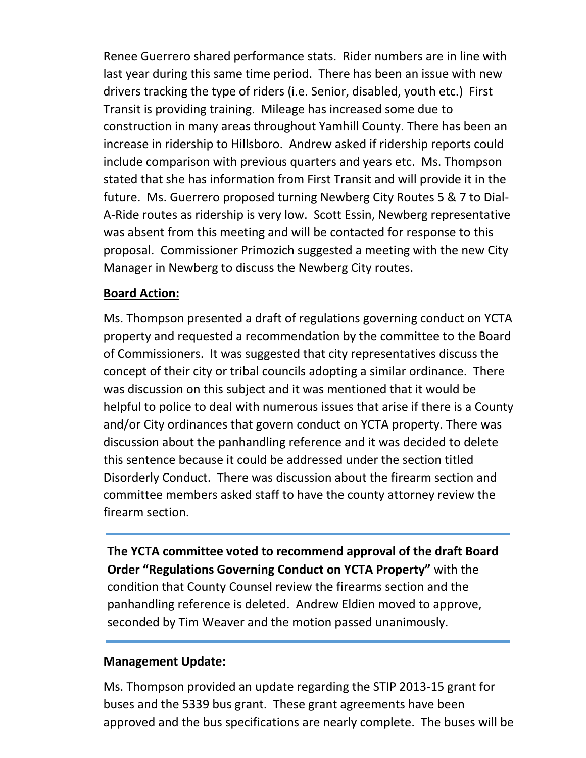Renee Guerrero shared performance stats. Rider numbers are in line with last year during this same time period. There has been an issue with new drivers tracking the type of riders (i.e. Senior, disabled, youth etc.) First Transit is providing training. Mileage has increased some due to construction in many areas throughout Yamhill County. There has been an increase in ridership to Hillsboro. Andrew asked if ridership reports could include comparison with previous quarters and years etc. Ms. Thompson stated that she has information from First Transit and will provide it in the future. Ms. Guerrero proposed turning Newberg City Routes 5 & 7 to Dial-A-Ride routes as ridership is very low. Scott Essin, Newberg representative was absent from this meeting and will be contacted for response to this proposal. Commissioner Primozich suggested a meeting with the new City Manager in Newberg to discuss the Newberg City routes.

**Board Action:**

Ms. Thompson presented a draft of regulations governing conduct on YCTA property and requested a recommendation by the committee to the Board of Commissioners. It was suggested that city representatives discuss the concept of their city or tribal councils adopting a similar ordinance. There was discussion on this subject and it was mentioned that it would be helpful to police to deal with numerous issues that arise if there is a County and/or City ordinances that govern conduct on YCTA property. There was discussion about the panhandling reference and it was decided to delete this sentence because it could be addressed under the section titled Disorderly Conduct. There was discussion about the firearm section and committee members asked staff to have the county attorney review the firearm section.

---

**The YCTA committee voted to recommend approval of the draft Board Order "Regulations Governing Conduct on YCTA Property"** with the condition that County Counsel review the firearms section and the panhandling reference is deleted. Andrew Eldien moved to approve, seconded by Tim Weaver and the motion passed unanimously.

---

**Management Update:**

Ms. Thompson provided an update regarding the STIP 2013-15 grant for buses and the 5339 bus grant. These grant agreements have been approved and the bus specifications are nearly complete. The buses will be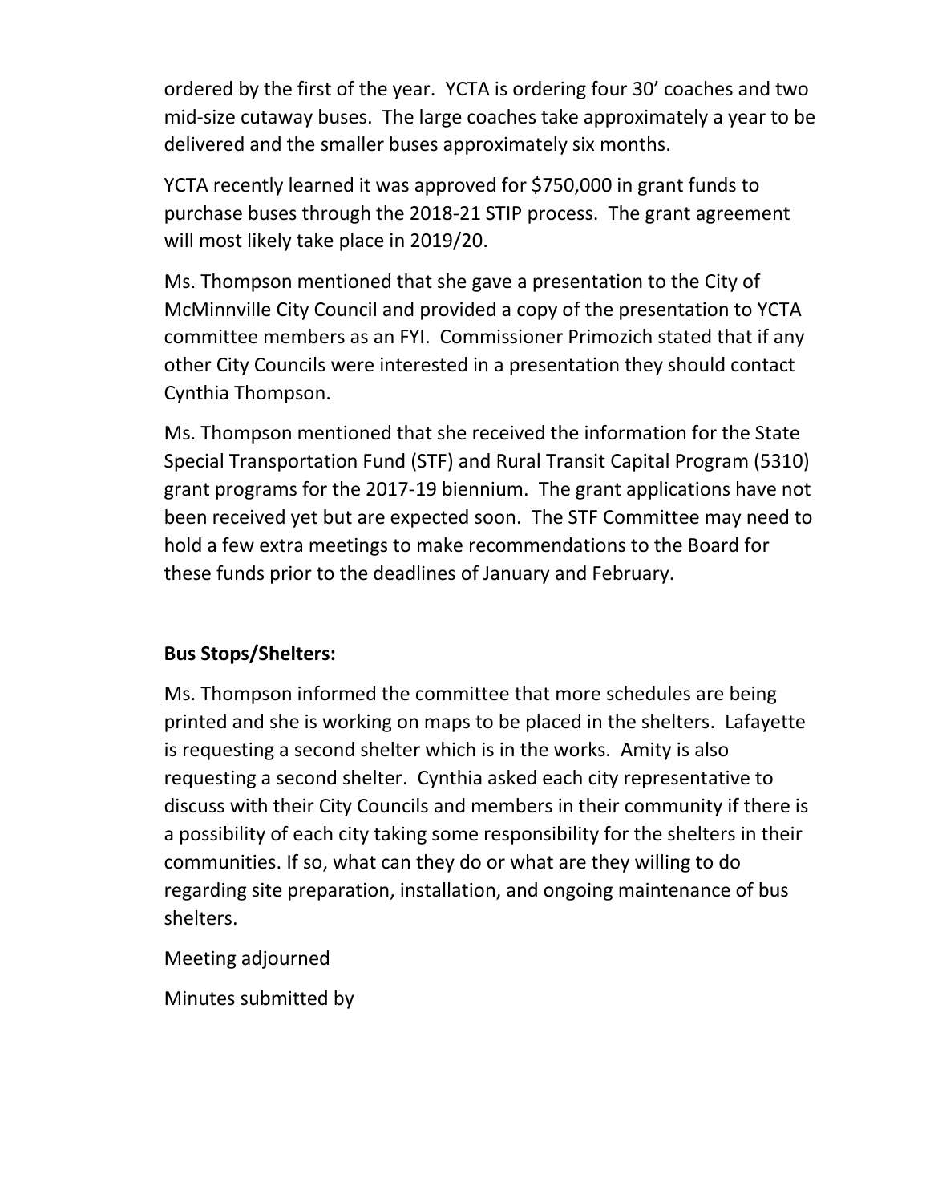ordered by the first of the year. YCTA is ordering four 30' coaches and two mid-size cutaway buses. The large coaches take approximately a year to be delivered and the smaller buses approximately six months.

YCTA recently learned it was approved for $750,000 in grant funds to purchase buses through the 2018-21 STIP process. The grant agreement will most likely take place in 2019/20.

Ms. Thompson mentioned that she gave a presentation to the City of McMinnville City Council and provided a copy of the presentation to YCTA committee members as an FYI. Commissioner Primozich stated that if any other City Councils were interested in a presentation they should contact Cynthia Thompson.

Ms. Thompson mentioned that she received the information for the State Special Transportation Fund (STF) and Rural Transit Capital Program (5310) grant programs for the 2017-19 biennium. The grant applications have not been received yet but are expected soon. The STF Committee may need to hold a few extra meetings to make recommendations to the Board for these funds prior to the deadlines of January and February.

**Bus Stops/Shelters:**

Ms. Thompson informed the committee that more schedules are being printed and she is working on maps to be placed in the shelters. Lafayette is requesting a second shelter which is in the works. Amity is also requesting a second shelter. Cynthia asked each city representative to discuss with their City Councils and members in their community if there is a possibility of each city taking some responsibility for the shelters in their communities. If so, what can they do or what are they willing to do regarding site preparation, installation, and ongoing maintenance of bus shelters.

Meeting adjourned

Minutes submitted by